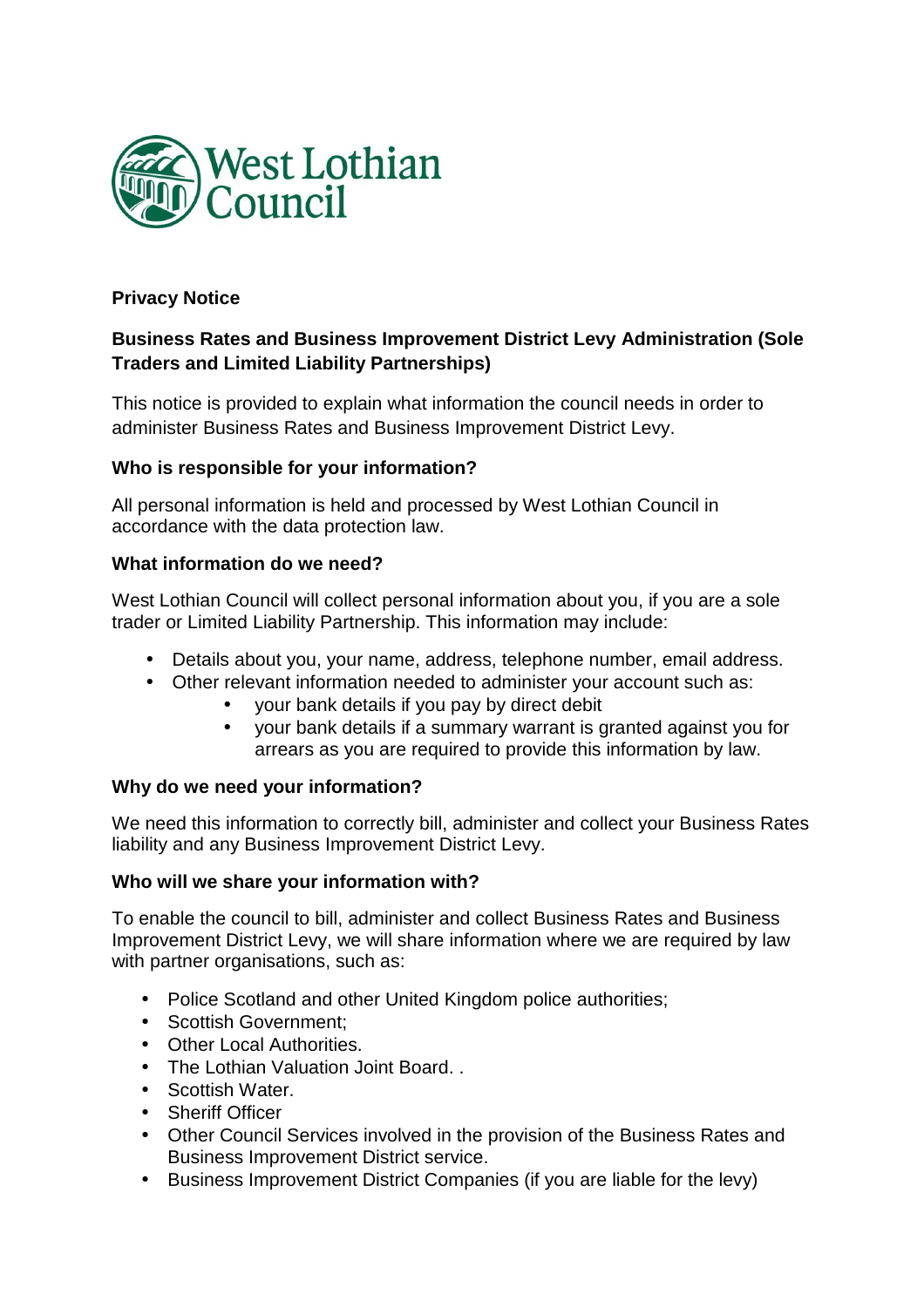West Lothian Council

**Privacy Notice**

**Business Rates and Business Improvement District Levy Administration (Sole Traders and Limited Liability Partnerships)**

This notice is provided to explain what information the council needs in order to administer Business Rates and Business Improvement District Levy.

**Who is responsible for your information?**

All personal information is held and processed by West Lothian Council in accordance with the data protection law.

**What information do we need?**

West Lothian Council will collect personal information about you, if you are a sole trader or Limited Liability Partnership. This information may include:

- Details about you, your name, address, telephone number, email address.
- Other relevant information needed to administer your account such as:
  - your bank details if you pay by direct debit
  - your bank details if a summary warrant is granted against you for arrears as you are required to provide this information by law.

**Why do we need your information?**

We need this information to correctly bill, administer and collect your Business Rates liability and any Business Improvement District Levy.

**Who will we share your information with?**

To enable the council to bill, administer and collect Business Rates and Business Improvement District Levy, we will share information where we are required by law with partner organisations, such as:

- Police Scotland and other United Kingdom police authorities;
- Scottish Government;
- Other Local Authorities.
- The Lothian Valuation Joint Board. .
- Scottish Water.
- Sheriff Officer
- Other Council Services involved in the provision of the Business Rates and Business Improvement District service.
- Business Improvement District Companies (if you are liable for the levy)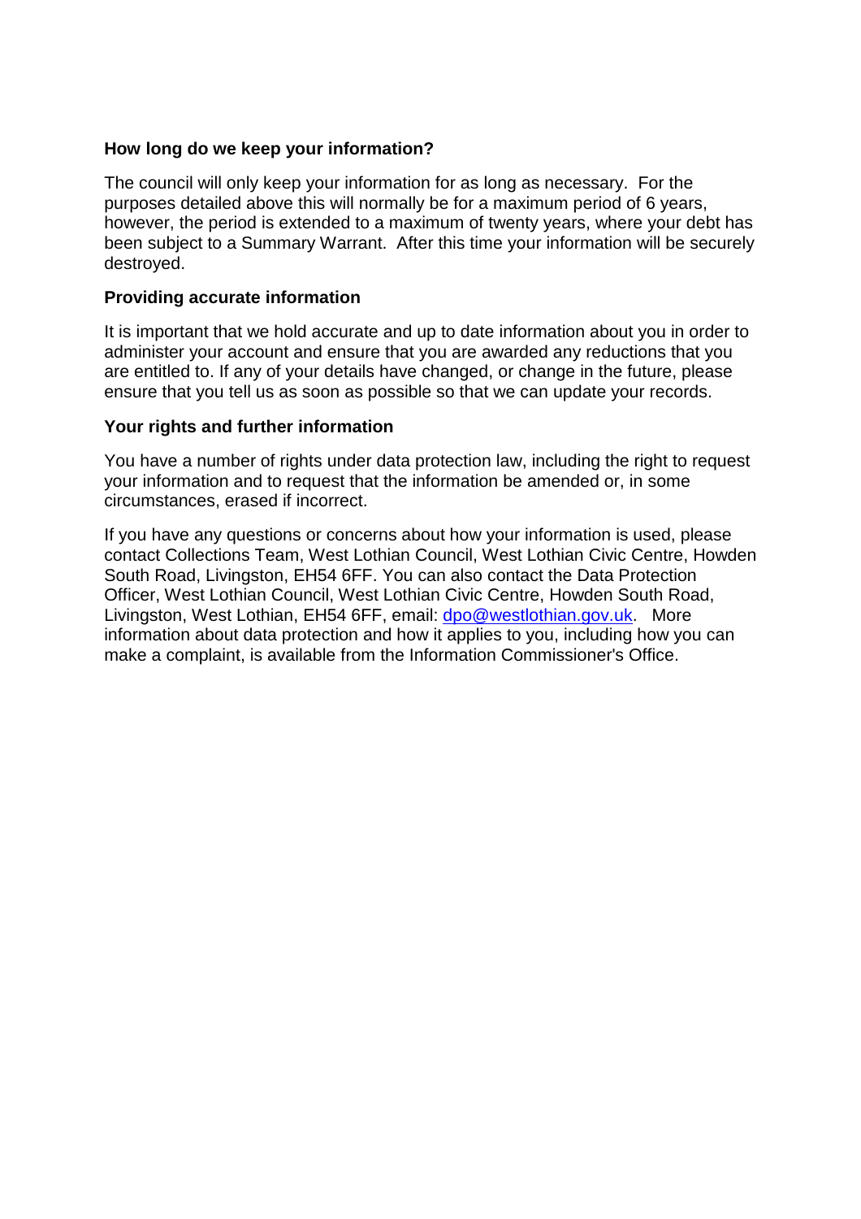**How long do we keep your information?**

The council will only keep your information for as long as necessary. For the purposes detailed above this will normally be for a maximum period of 6 years, however, the period is extended to a maximum of twenty years, where your debt has been subject to a Summary Warrant. After this time your information will be securely destroyed.

**Providing accurate information**

It is important that we hold accurate and up to date information about you in order to administer your account and ensure that you are awarded any reductions that you are entitled to. If any of your details have changed, or change in the future, please ensure that you tell us as soon as possible so that we can update your records.

**Your rights and further information**

You have a number of rights under data protection law, including the right to request your information and to request that the information be amended or, in some circumstances, erased if incorrect.

If you have any questions or concerns about how your information is used, please contact Collections Team, West Lothian Council, West Lothian Civic Centre, Howden South Road, Livingston, EH54 6FF. You can also contact the Data Protection Officer, West Lothian Council, West Lothian Civic Centre, Howden South Road, Livingston, West Lothian, EH54 6FF, email: dpo@westlothian.gov.uk. More information about data protection and how it applies to you, including how you can make a complaint, is available from the Information Commissioner's Office.